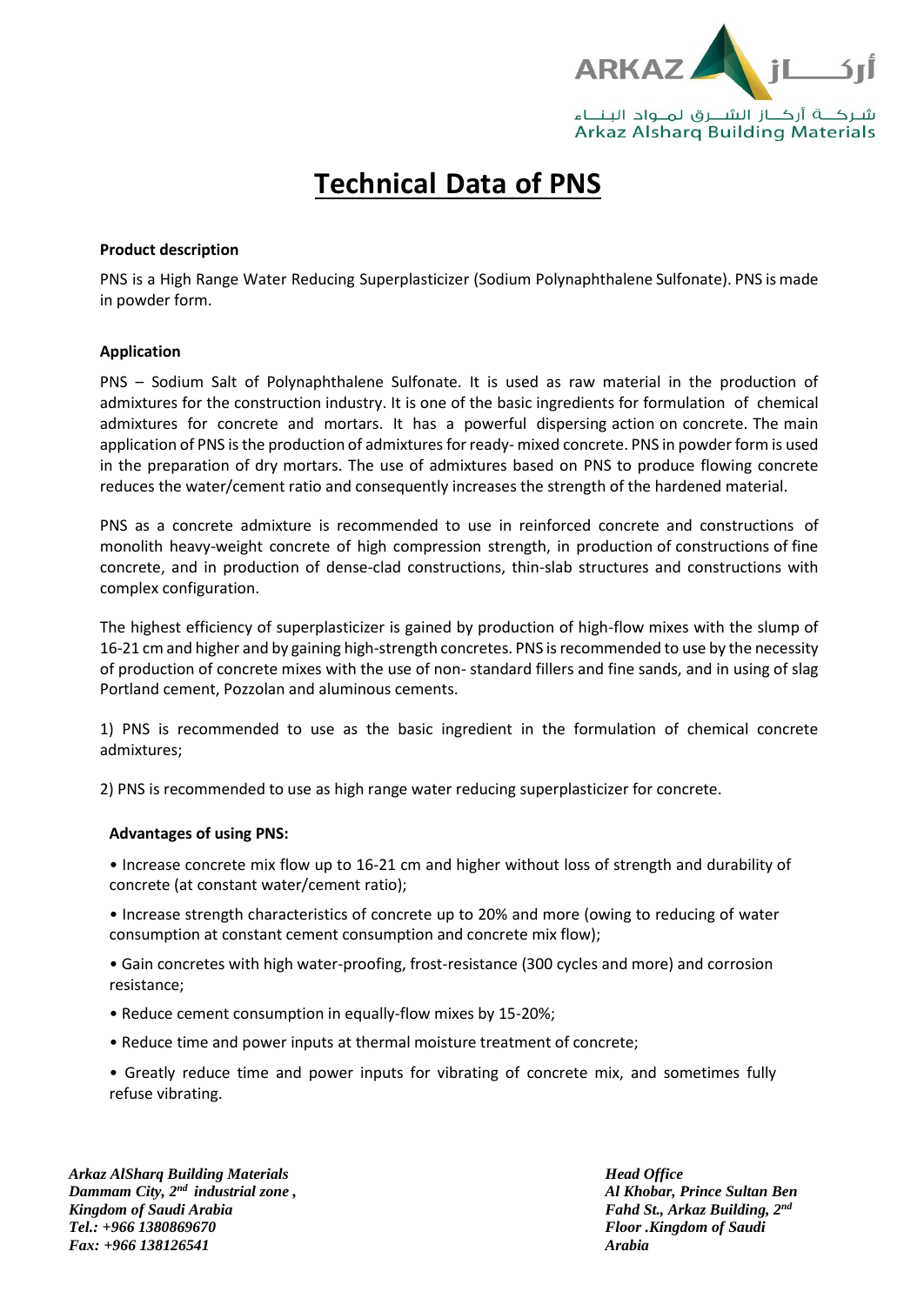# Technical Data of PNS

**Product description**

PNS is a High Range Water Reducing Superplasticizer (Sodium Polynaphthalene Sulfonate). PNS is made in powder form.

**Application**

PNS – Sodium Salt of Polynaphthalene Sulfonate. It is used as raw material in the production of admixtures for the construction industry. It is one of the basic ingredients for formulation of chemical admixtures for concrete and mortars. It has a powerful dispersing action on concrete. The main application of PNS is the production of admixtures for ready- mixed concrete. PNS in powder form is used in the preparation of dry mortars. The use of admixtures based on PNS to produce flowing concrete reduces the water/cement ratio and consequently increases the strength of the hardened material.

PNS as a concrete admixture is recommended to use in reinforced concrete and constructions of monolith heavy-weight concrete of high compression strength, in production of constructions of fine concrete, and in production of dense-clad constructions, thin-slab structures and constructions with complex configuration.

The highest efficiency of superplasticizer is gained by production of high-flow mixes with the slump of 16-21 cm and higher and by gaining high-strength concretes. PNS is recommended to use by the necessity of production of concrete mixes with the use of non- standard fillers and fine sands, and in using of slag Portland cement, Pozzolan and aluminous cements.

1) PNS is recommended to use as the basic ingredient in the formulation of chemical concrete admixtures;

2) PNS is recommended to use as high range water reducing superplasticizer for concrete.

**Advantages of using PNS:**

- Increase concrete mix flow up to 16-21 cm and higher without loss of strength and durability of concrete (at constant water/cement ratio);
- Increase strength characteristics of concrete up to 20% and more (owing to reducing of water consumption at constant cement consumption and concrete mix flow);
- Gain concretes with high water-proofing, frost-resistance (300 cycles and more) and corrosion resistance;
- Reduce cement consumption in equally-flow mixes by 15-20%;
- Reduce time and power inputs at thermal moisture treatment of concrete;
- Greatly reduce time and power inputs for vibrating of concrete mix, and sometimes fully refuse vibrating.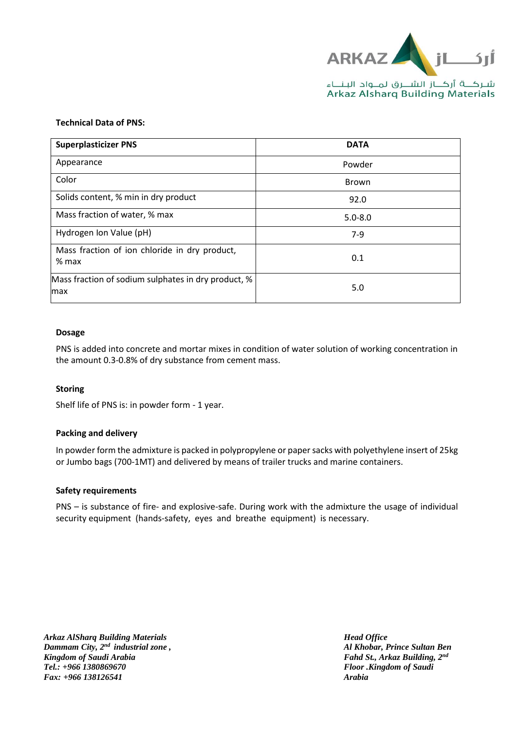**Technical Data of PNS:**

| Superplasticizer PNS | DATA |
|---|---|
| Appearance | Powder |
| Color | Brown |
| Solids content, % min in dry product | 92.0 |
| Mass fraction of water, % max | 5.0-8.0 |
| Hydrogen Ion Value (pH) | 7-9 |
| Mass fraction of ion chloride in dry product, % max | 0.1 |
| Mass fraction of sodium sulphates in dry product, % max | 5.0 |

**Dosage**

PNS is added into concrete and mortar mixes in condition of water solution of working concentration in the amount 0.3-0.8% of dry substance from cement mass.

**Storing**

Shelf life of PNS is: in powder form - 1 year.

**Packing and delivery**

In powder form the admixture is packed in polypropylene or paper sacks with polyethylene insert of 25kg or Jumbo bags (700-1MT) and delivered by means of trailer trucks and marine containers.

**Safety requirements**

PNS – is substance of fire- and explosive-safe. During work with the admixture the usage of individual security equipment (hands-safety, eyes and breathe equipment) is necessary.